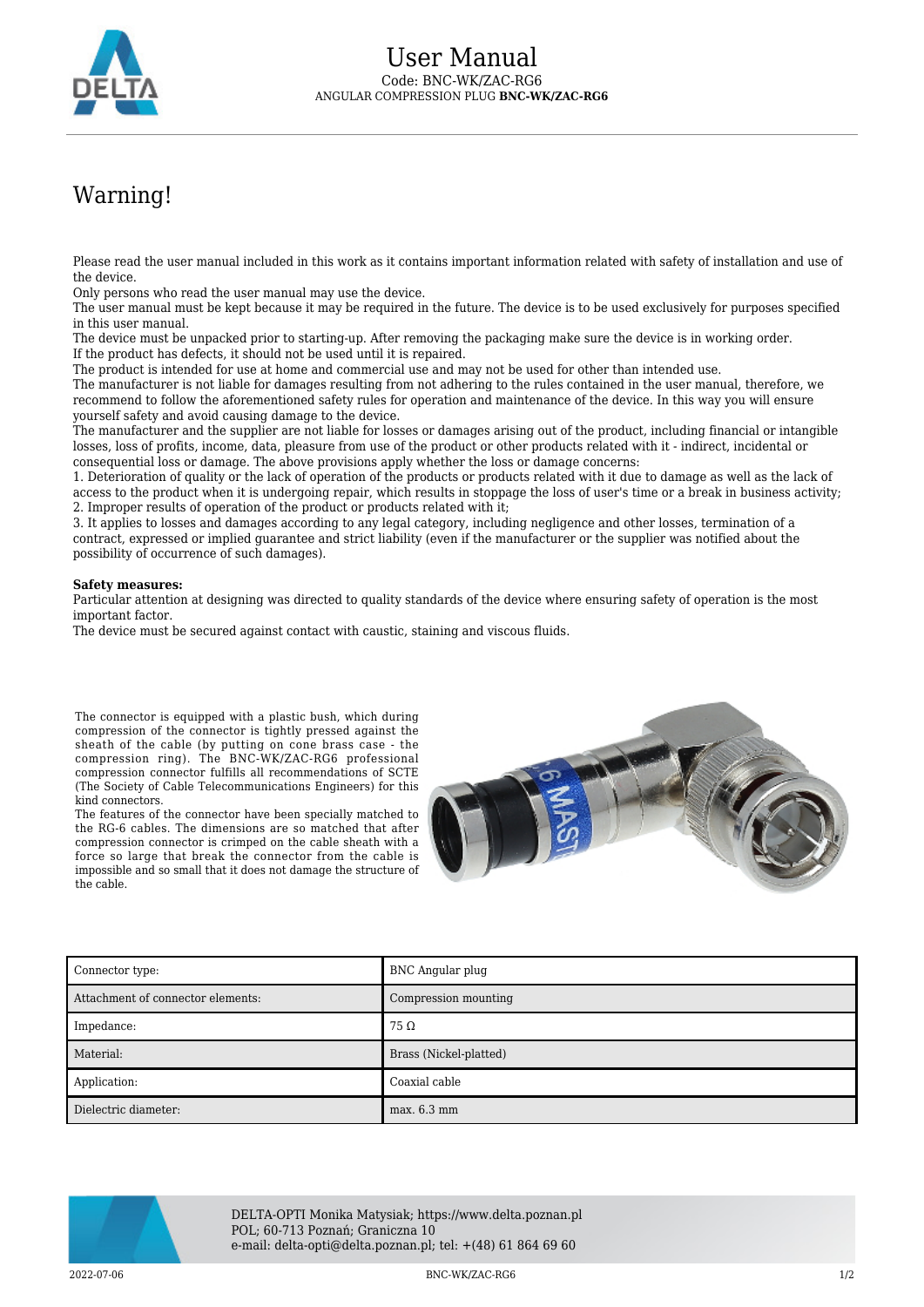# User Manual

Code: BNC-WK/ZAC-RG6

ANGULAR COMPRESSION PLUG **BNC-WK/ZAC-RG6**

## Warning!

Please read the user manual included in this work as it contains important information related with safety of installation and use of the device.
Only persons who read the user manual may use the device.
The user manual must be kept because it may be required in the future. The device is to be used exclusively for purposes specified in this user manual.
The device must be unpacked prior to starting-up. After removing the packaging make sure the device is in working order.
If the product has defects, it should not be used until it is repaired.
The product is intended for use at home and commercial use and may not be used for other than intended use.
The manufacturer is not liable for damages resulting from not adhering to the rules contained in the user manual, therefore, we recommend to follow the aforementioned safety rules for operation and maintenance of the device. In this way you will ensure yourself safety and avoid causing damage to the device.
The manufacturer and the supplier are not liable for losses or damages arising out of the product, including financial or intangible losses, loss of profits, income, data, pleasure from use of the product or other products related with it - indirect, incidental or consequential loss or damage. The above provisions apply whether the loss or damage concerns:
1. Deterioration of quality or the lack of operation of the products or products related with it due to damage as well as the lack of access to the product when it is undergoing repair, which results in stoppage the loss of user's time or a break in business activity;
2. Improper results of operation of the product or products related with it;
3. It applies to losses and damages according to any legal category, including negligence and other losses, termination of a contract, expressed or implied guarantee and strict liability (even if the manufacturer or the supplier was notified about the possibility of occurrence of such damages).

**Safety measures:**
Particular attention at designing was directed to quality standards of the device where ensuring safety of operation is the most important factor.
The device must be secured against contact with caustic, staining and viscous fluids.

The connector is equipped with a plastic bush, which during compression of the connector is tightly pressed against the sheath of the cable (by putting on cone brass case - the compression ring). The BNC-WK/ZAC-RG6 professional compression connector fulfills all recommendations of SCTE (The Society of Cable Telecommunications Engineers) for this kind connectors.
The features of the connector have been specially matched to the RG-6 cables. The dimensions are so matched that after compression connector is crimped on the cable sheath with a force so large that break the connector from the cable is impossible and so small that it does not damage the structure of the cable.

| Connector type: | BNC Angular plug |
|---|---|
| Attachment of connector elements: | Compression mounting |
| Impedance: | 75 Ω |
| Material: | Brass (Nickel-platted) |
| Application: | Coaxial cable |
| Dielectric diameter: | max. 6.3 mm |

DELTA-OPTI Monika Matysiak; https://www.delta.poznan.pl
POL; 60-713 Poznań; Graniczna 10
e-mail: delta-opti@delta.poznan.pl; tel: +(48) 61 864 69 60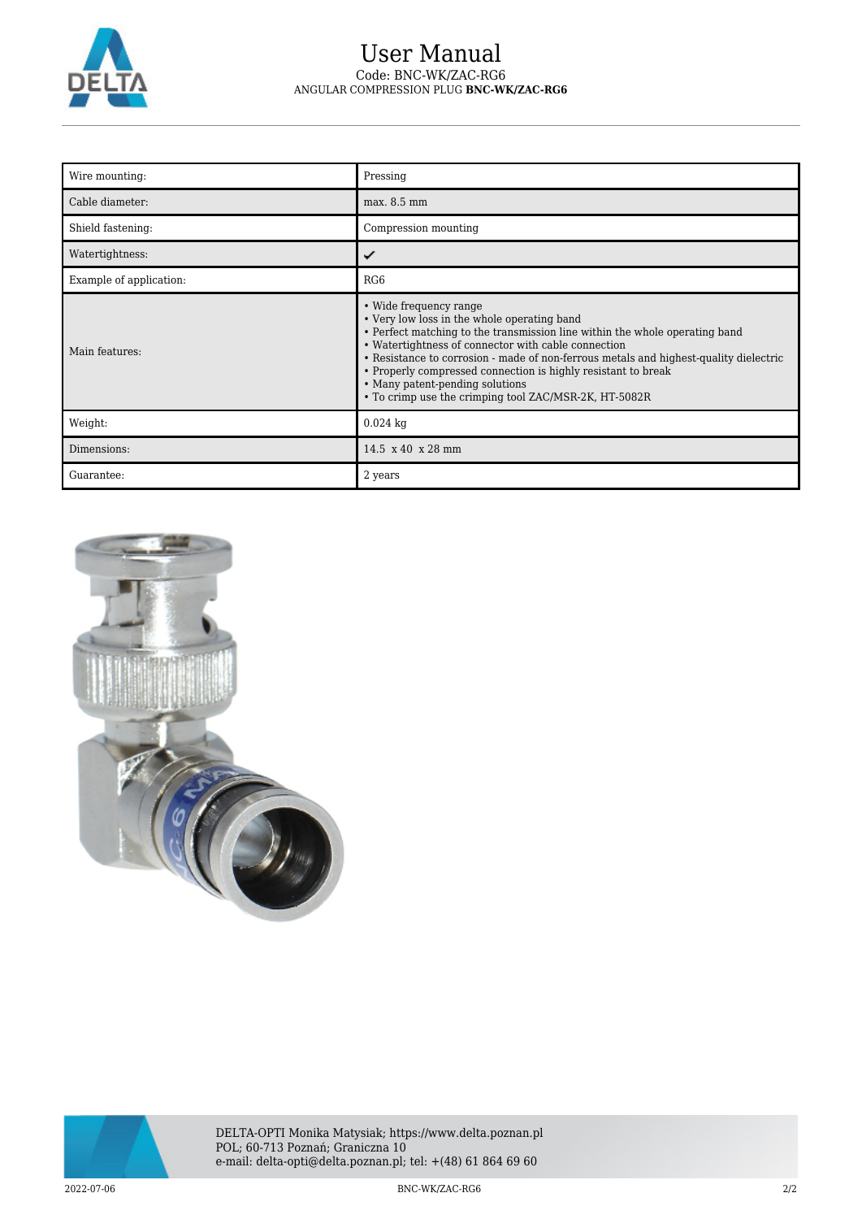# User Manual

Code: BNC-WK/ZAC-RG6

ANGULAR COMPRESSION PLUG **BNC-WK/ZAC-RG6**

| | |
|---|---|
| Wire mounting: | Pressing |
| Cable diameter: | max. 8.5 mm |
| Shield fastening: | Compression mounting |
| Watertightness: | ✔ |
| Example of application: | RG6 |
| Main features: | • Wide frequency range<br>• Very low loss in the whole operating band<br>• Perfect matching to the transmission line within the whole operating band<br>• Watertightness of connector with cable connection<br>• Resistance to corrosion - made of non-ferrous metals and highest-quality dielectric<br>• Properly compressed connection is highly resistant to break<br>• Many patent-pending solutions<br>• To crimp use the crimping tool ZAC/MSR-2K, HT-5082R |
| Weight: | 0.024 kg |
| Dimensions: | 14.5 x 40 x 28 mm |
| Guarantee: | 2 years |

DELTA-OPTI Monika Matysiak; https://www.delta.poznan.pl
POL; 60-713 Poznań; Graniczna 10
e-mail: delta-opti@delta.poznan.pl; tel: +(48) 61 864 69 60